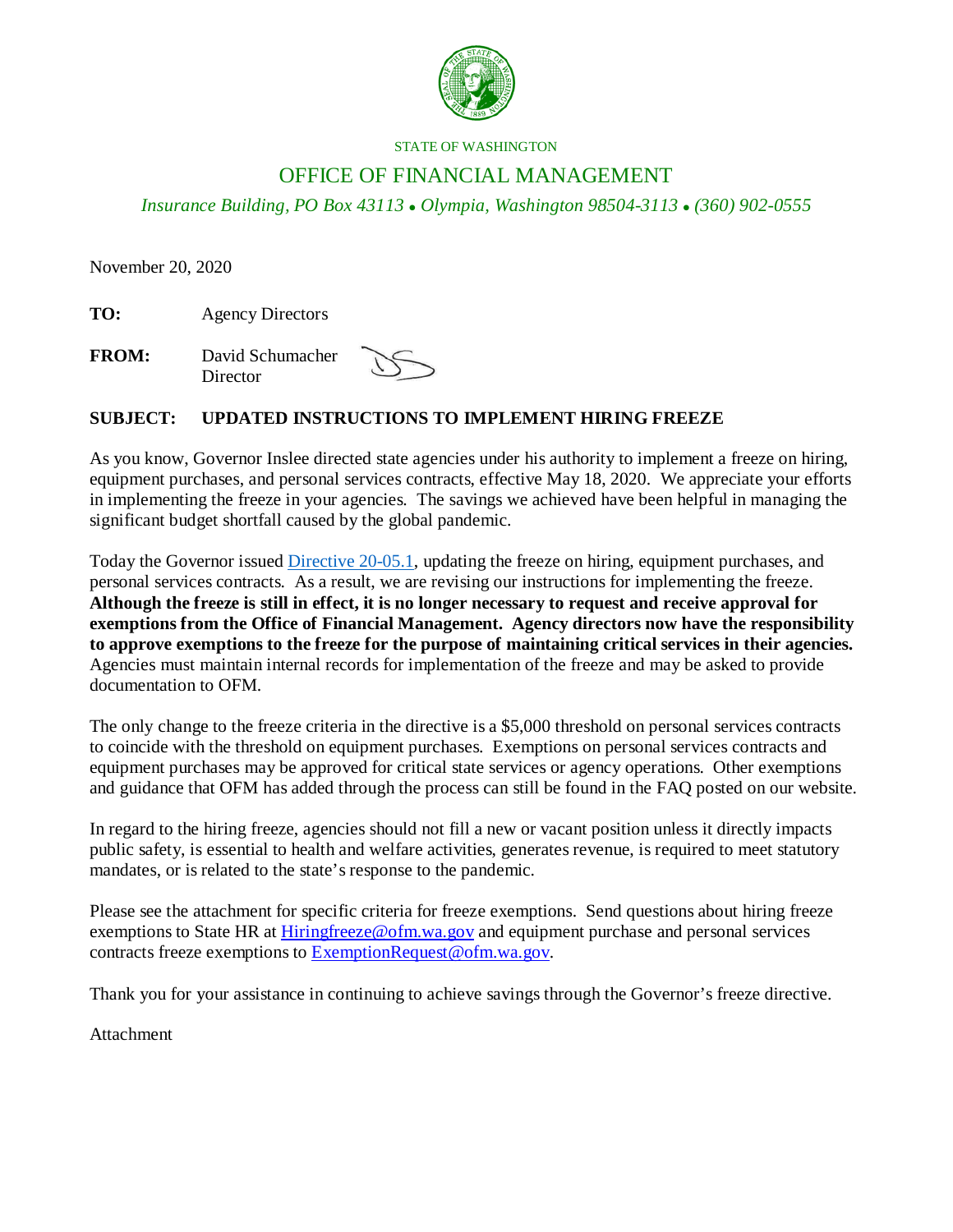STATE OF WASHINGTON

# OFFICE OF FINANCIAL MANAGEMENT

*Insurance Building, PO Box 43113 • Olympia, Washington 98504-3113 • (360) 902-0555*

November 20, 2020

**TO:** Agency Directors

**FROM:** David Schumacher
Director

**SUBJECT: UPDATED INSTRUCTIONS TO IMPLEMENT HIRING FREEZE**

As you know, Governor Inslee directed state agencies under his authority to implement a freeze on hiring, equipment purchases, and personal services contracts, effective May 18, 2020. We appreciate your efforts in implementing the freeze in your agencies. The savings we achieved have been helpful in managing the significant budget shortfall caused by the global pandemic.

Today the Governor issued Directive 20-05.1, updating the freeze on hiring, equipment purchases, and personal services contracts. As a result, we are revising our instructions for implementing the freeze. **Although the freeze is still in effect, it is no longer necessary to request and receive approval for exemptions from the Office of Financial Management. Agency directors now have the responsibility to approve exemptions to the freeze for the purpose of maintaining critical services in their agencies.** Agencies must maintain internal records for implementation of the freeze and may be asked to provide documentation to OFM.

The only change to the freeze criteria in the directive is a $5,000 threshold on personal services contracts to coincide with the threshold on equipment purchases. Exemptions on personal services contracts and equipment purchases may be approved for critical state services or agency operations. Other exemptions and guidance that OFM has added through the process can still be found in the FAQ posted on our website.

In regard to the hiring freeze, agencies should not fill a new or vacant position unless it directly impacts public safety, is essential to health and welfare activities, generates revenue, is required to meet statutory mandates, or is related to the state's response to the pandemic.

Please see the attachment for specific criteria for freeze exemptions. Send questions about hiring freeze exemptions to State HR at Hiringfreeze@ofm.wa.gov and equipment purchase and personal services contracts freeze exemptions to ExemptionRequest@ofm.wa.gov.

Thank you for your assistance in continuing to achieve savings through the Governor's freeze directive.

Attachment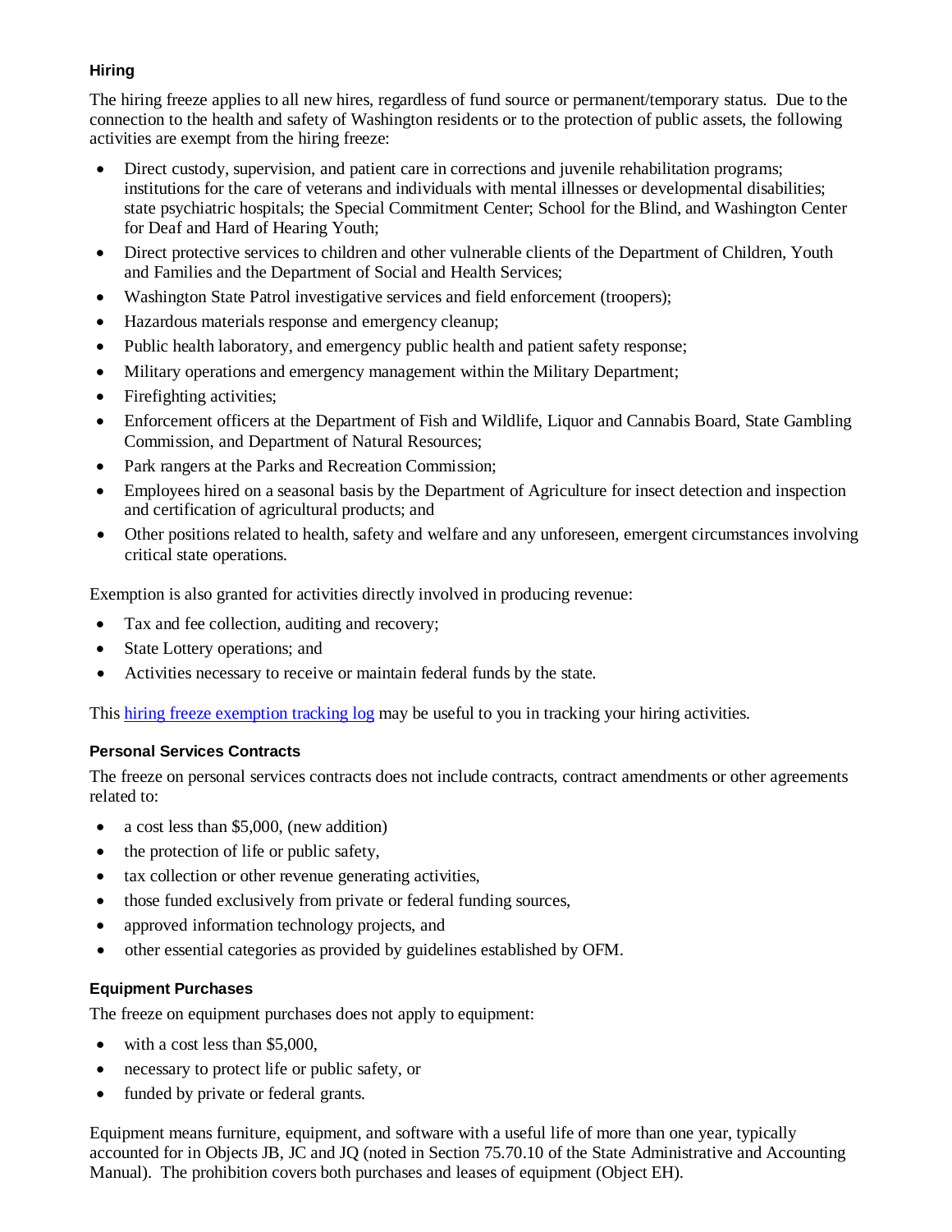### Hiring

The hiring freeze applies to all new hires, regardless of fund source or permanent/temporary status. Due to the connection to the health and safety of Washington residents or to the protection of public assets, the following activities are exempt from the hiring freeze:

- Direct custody, supervision, and patient care in corrections and juvenile rehabilitation programs; institutions for the care of veterans and individuals with mental illnesses or developmental disabilities; state psychiatric hospitals; the Special Commitment Center; School for the Blind, and Washington Center for Deaf and Hard of Hearing Youth;
- Direct protective services to children and other vulnerable clients of the Department of Children, Youth and Families and the Department of Social and Health Services;
- Washington State Patrol investigative services and field enforcement (troopers);
- Hazardous materials response and emergency cleanup;
- Public health laboratory, and emergency public health and patient safety response;
- Military operations and emergency management within the Military Department;
- Firefighting activities;
- Enforcement officers at the Department of Fish and Wildlife, Liquor and Cannabis Board, State Gambling Commission, and Department of Natural Resources;
- Park rangers at the Parks and Recreation Commission;
- Employees hired on a seasonal basis by the Department of Agriculture for insect detection and inspection and certification of agricultural products; and
- Other positions related to health, safety and welfare and any unforeseen, emergent circumstances involving critical state operations.

Exemption is also granted for activities directly involved in producing revenue:

- Tax and fee collection, auditing and recovery;
- State Lottery operations; and
- Activities necessary to receive or maintain federal funds by the state.

This hiring freeze exemption tracking log may be useful to you in tracking your hiring activities.

### Personal Services Contracts

The freeze on personal services contracts does not include contracts, contract amendments or other agreements related to:

- a cost less than $5,000, (new addition)
- the protection of life or public safety,
- tax collection or other revenue generating activities,
- those funded exclusively from private or federal funding sources,
- approved information technology projects, and
- other essential categories as provided by guidelines established by OFM.

### Equipment Purchases

The freeze on equipment purchases does not apply to equipment:

- with a cost less than $5,000,
- necessary to protect life or public safety, or
- funded by private or federal grants.

Equipment means furniture, equipment, and software with a useful life of more than one year, typically accounted for in Objects JB, JC and JQ (noted in Section 75.70.10 of the State Administrative and Accounting Manual). The prohibition covers both purchases and leases of equipment (Object EH).